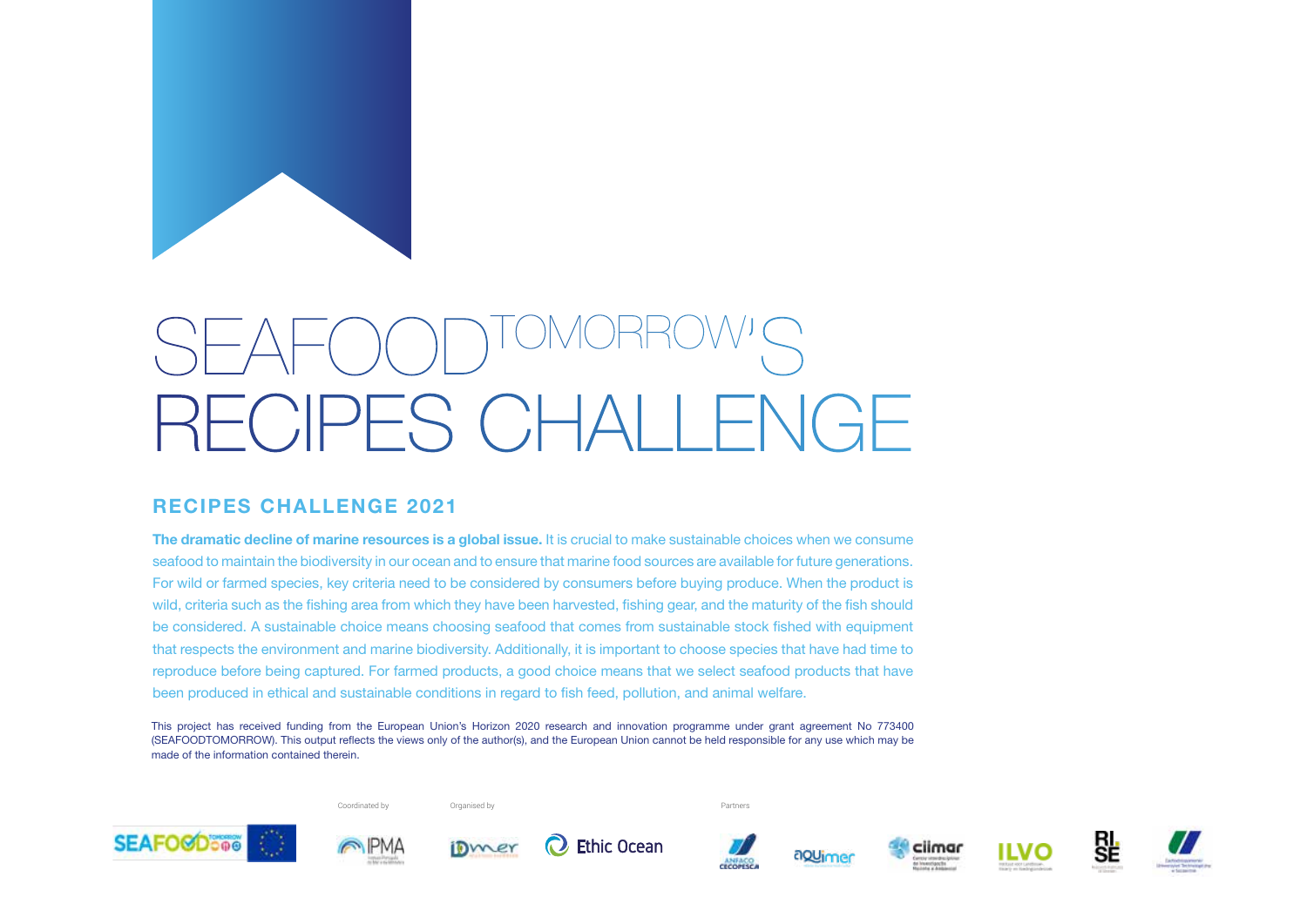# SEAFOODTOMORROW'S RECIPES CHALLENGE

## RECIPES CHALLENGE 2021

**The dramatic decline of marine resources is a global issue.** It is crucial to make sustainable choices when we consume seafood to maintain the biodiversity in our ocean and to ensure that marine food sources are available for future generations. For wild or farmed species, key criteria need to be considered by consumers before buying produce. When the product is wild, criteria such as the fishing area from which they have been harvested, fishing gear, and the maturity of the fish should be considered. A sustainable choice means choosing seafood that comes from sustainable stock fished with equipment that respects the environment and marine biodiversity. Additionally, it is important to choose species that have had time to reproduce before being captured. For farmed products, a good choice means that we select seafood products that have been produced in ethical and sustainable conditions in regard to fish feed, pollution, and animal welfare.

This project has received funding from the European Union's Horizon 2020 research and innovation programme under grant agreement No 773400 (SEAFOODTOMORROW). This output reflects the views only of the author(s), and the European Union cannot be held responsible for any use which may be made of the information contained therein.

Coordinated by IPMA

Organised by IDmer, Ethic Ocean

Partners: ANFACO CECOPESCA, aquimer, ciimar, ILVO, RISE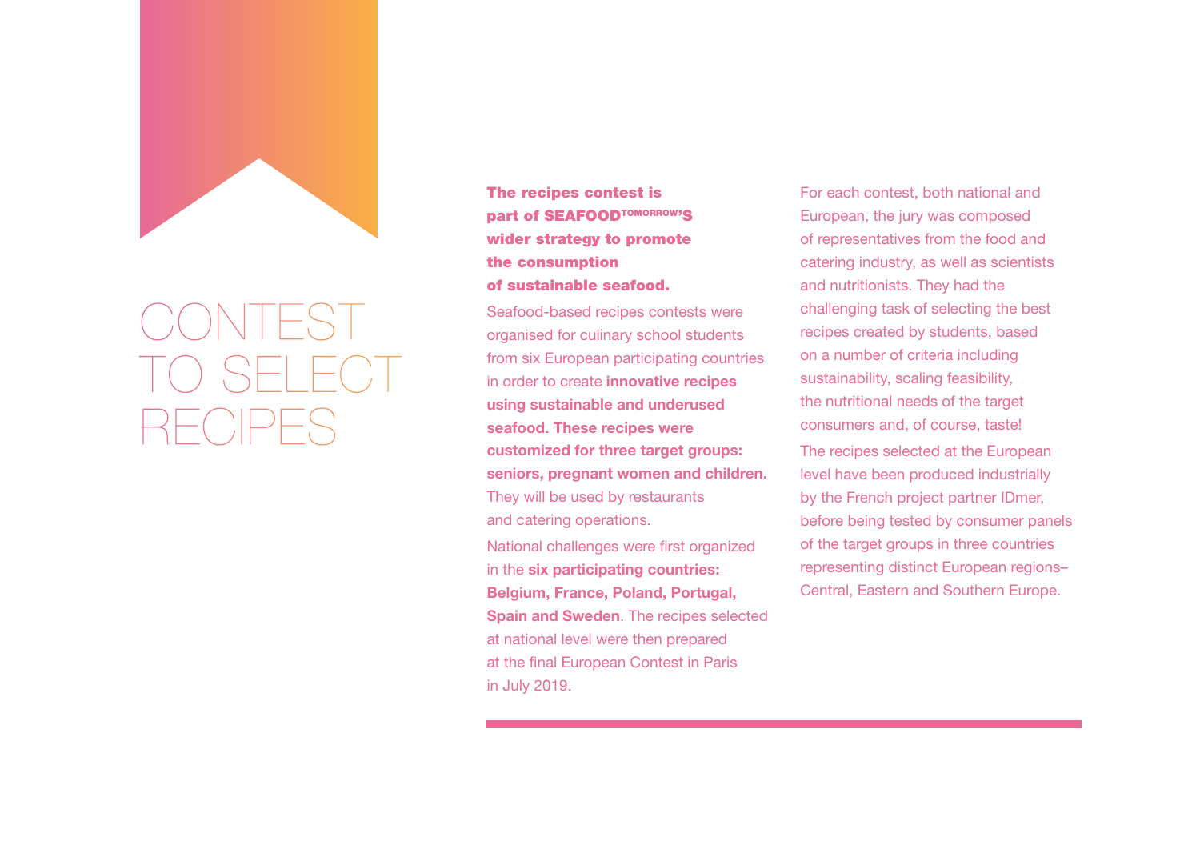# CONTEST TO SELECT RECIPES

**The recipes contest is part of SEAFOODTOMORROW'S wider strategy to promote the consumption of sustainable seafood.**

Seafood-based recipes contests were organised for culinary school students from six European participating countries in order to create **innovative recipes using sustainable and underused seafood. These recipes were customized for three target groups: seniors, pregnant women and children.** They will be used by restaurants and catering operations.

National challenges were first organized in the **six participating countries: Belgium, France, Poland, Portugal, Spain and Sweden**. The recipes selected at national level were then prepared at the final European Contest in Paris in July 2019.

For each contest, both national and European, the jury was composed of representatives from the food and catering industry, as well as scientists and nutritionists. They had the challenging task of selecting the best recipes created by students, based on a number of criteria including sustainability, scaling feasibility, the nutritional needs of the target consumers and, of course, taste!

The recipes selected at the European level have been produced industrially by the French project partner IDmer, before being tested by consumer panels of the target groups in three countries representing distinct European regions– Central, Eastern and Southern Europe.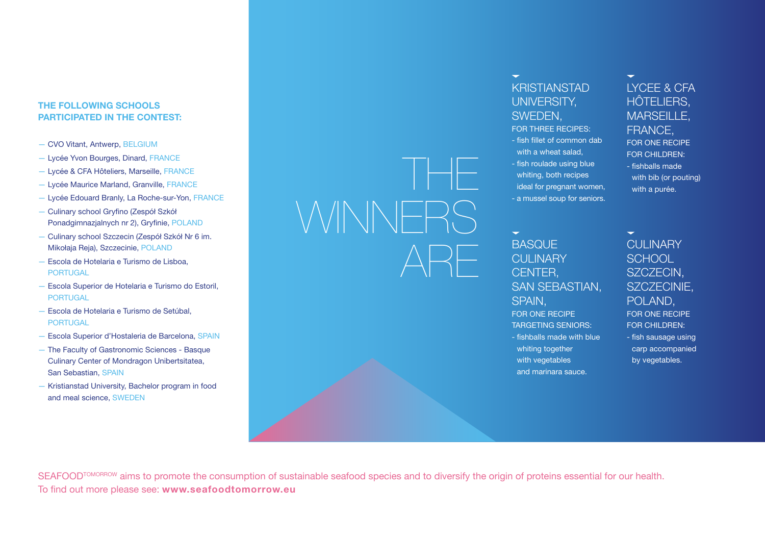## THE FOLLOWING SCHOOLS PARTICIPATED IN THE CONTEST:

- CVO Vitant, Antwerp, BELGIUM
- Lycée Yvon Bourges, Dinard, FRANCE
- Lycée & CFA Hôteliers, Marseille, FRANCE
- Lycée Maurice Marland, Granville, FRANCE
- Lycée Edouard Branly, La Roche-sur-Yon, FRANCE
- Culinary school Gryfino (Zespół Szkół Ponadgimnazjalnych nr 2), Gryfinie, POLAND
- Culinary school Szczecin (Zespół Szkół Nr 6 im. Mikołaja Reja), Szczecinie, POLAND
- Escola de Hotelaria e Turismo de Lisboa, PORTUGAL
- Escola Superior de Hotelaria e Turismo do Estoril, PORTUGAL
- Escola de Hotelaria e Turismo de Setúbal, PORTUGAL
- Escola Superior d'Hostaleria de Barcelona, SPAIN
- The Faculty of Gastronomic Sciences - Basque Culinary Center of Mondragon Unibertsitatea, San Sebastian, SPAIN
- Kristianstad University, Bachelor program in food and meal science, SWEDEN

# THE WINNERS ARE

### KRISTIANSTAD UNIVERSITY, SWEDEN,

FOR THREE RECIPES:

- fish fillet of common dab with a wheat salad,
- fish roulade using blue whiting, both recipes ideal for pregnant women,
- a mussel soup for seniors.

### LYCEE & CFA HÔTELIERS, MARSEILLE, FRANCE,

FOR ONE RECIPE FOR CHILDREN:

- fishballs made with bib (or pouting) with a purée.

### BASQUE CULINARY CENTER, SAN SEBASTIAN, SPAIN,

FOR ONE RECIPE TARGETING SENIORS:

- fishballs made with blue whiting together with vegetables and marinara sauce.

### CULINARY SCHOOL SZCZECIN, SZCZECINIE, POLAND,

FOR ONE RECIPE FOR CHILDREN:

- fish sausage using carp accompanied by vegetables.

SEAFOOD[TOMORROW] aims to promote the consumption of sustainable seafood species and to diversify the origin of proteins essential for our health.
To find out more please see: **www.seafoodtomorrow.eu**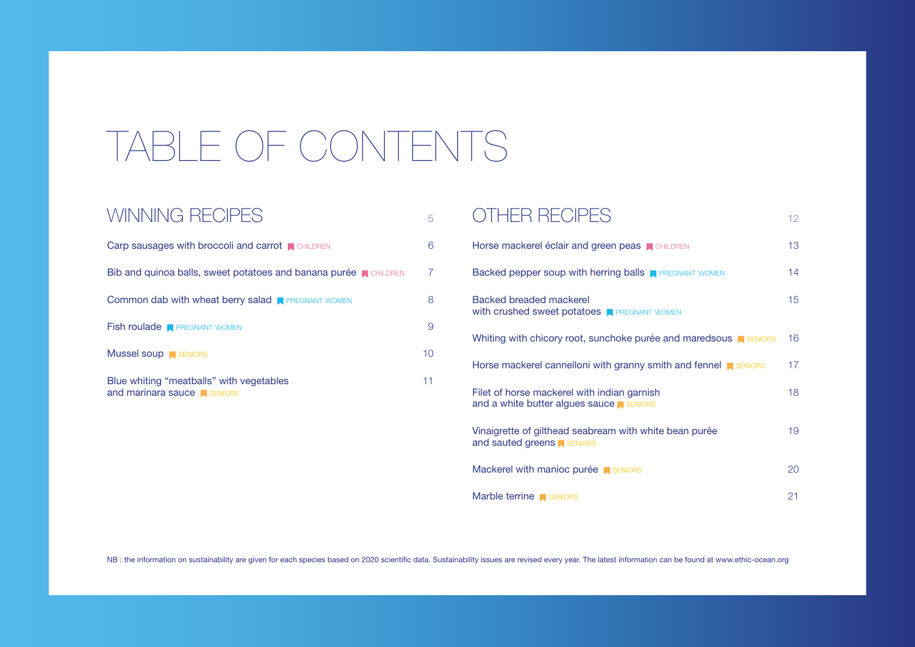# TABLE OF CONTENTS

## WINNING RECIPES — 5

- Carp sausages with broccoli and carrot — CHILDREN — 6
- Bib and quinoa balls, sweet potatoes and banana purée — CHILDREN — 7
- Common dab with wheat berry salad — PREGNANT WOMEN — 8
- Fish roulade — PREGNANT WOMEN — 9
- Mussel soup — SENIORS — 10
- Blue whiting “meatballs” with vegetables and marinara sauce — SENIORS — 11

## OTHER RECIPES — 12

- Horse mackerel éclair and green peas — CHILDREN — 13
- Backed pepper soup with herring balls — PREGNANT WOMEN — 14
- Backed breaded mackerel with crushed sweet potatoes — PREGNANT WOMEN — 15
- Whiting with chicory root, sunchoke purée and maredsous — SENIORS — 16
- Horse mackerel cannelloni with granny smith and fennel — SENIORS — 17
- Filet of horse mackerel with indian garnish and a white butter algues sauce — SENIORS — 18
- Vinaigrette of gilthead seabream with white bean purée and sauted greens — SENIORS — 19
- Mackerel with manioc purée — SENIORS — 20
- Marble terrine — SENIORS — 21

NB : the information on sustainability are given for each species based on 2020 scientific data. Sustainability issues are revised every year. The latest information can be found at www.ethic-ocean.org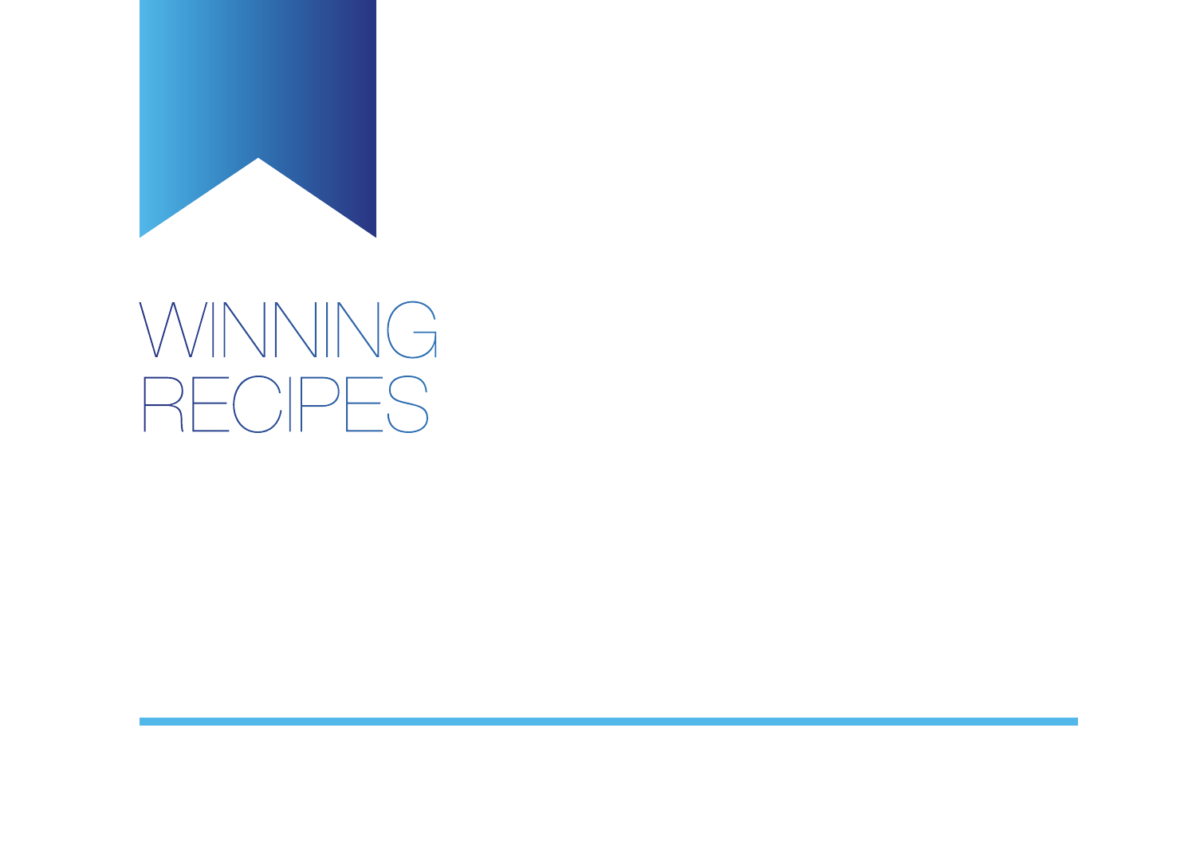# WINNING RECIPES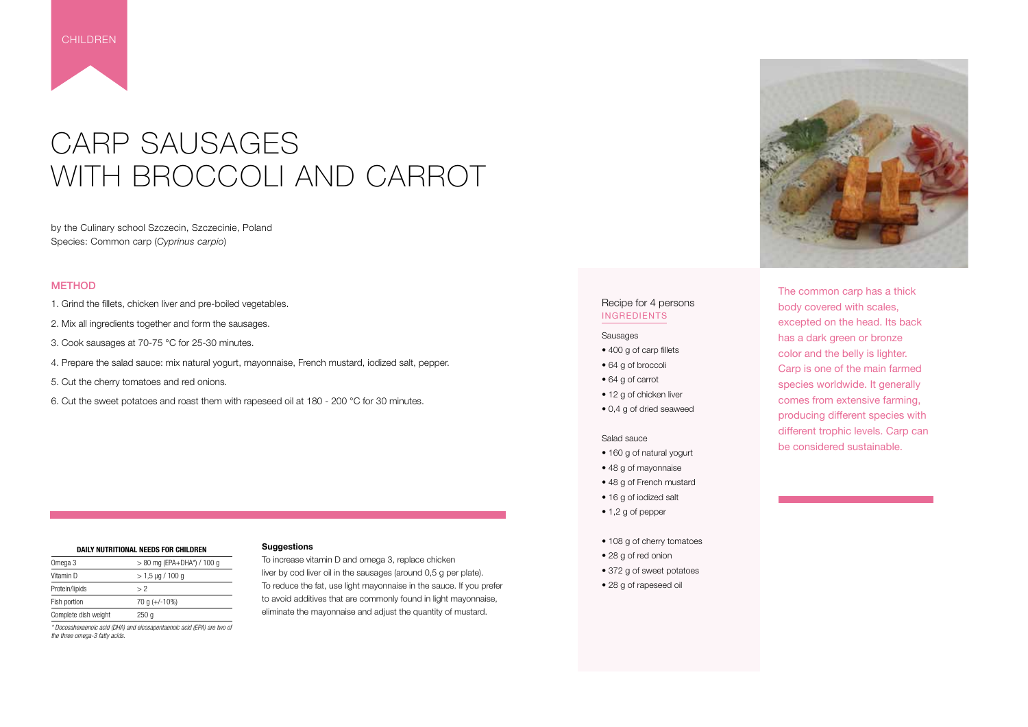CHILDREN

# CARP SAUSAGES WITH BROCCOLI AND CARROT

by the Culinary school Szczecin, Szczecinie, Poland
Species: Common carp (*Cyprinus carpio*)

## METHOD

1. Grind the fillets, chicken liver and pre-boiled vegetables.
2. Mix all ingredients together and form the sausages.
3. Cook sausages at 70-75 °C for 25-30 minutes.
4. Prepare the salad sauce: mix natural yogurt, mayonnaise, French mustard, iodized salt, pepper.
5. Cut the cherry tomatoes and red onions.
6. Cut the sweet potatoes and roast them with rapeseed oil at 180 - 200 °C for 30 minutes.

**DAILY NUTRITIONAL NEEDS FOR CHILDREN**

| | |
|---|---|
| Omega 3 | > 80 mg (EPA+DHA*) / 100 g |
| Vitamin D | > 1,5 µg / 100 g |
| Protein/lipids | > 2 |
| Fish portion | 70 g (+/-10%) |
| Complete dish weight | 250 g |

*\* Docosahexaenoic acid (DHA) and eicosapentaenoic acid (EPA) are two of the three omega-3 fatty acids.*

**Suggestions**

To increase vitamin D and omega 3, replace chicken liver by cod liver oil in the sausages (around 0,5 g per plate). To reduce the fat, use light mayonnaise in the sauce. If you prefer to avoid additives that are commonly found in light mayonnaise, eliminate the mayonnaise and adjust the quantity of mustard.

Recipe for 4 persons

### INGREDIENTS

Sausages

- 400 g of carp fillets
- 64 g of broccoli
- 64 g of carrot
- 12 g of chicken liver
- 0,4 g of dried seaweed

Salad sauce

- 160 g of natural yogurt
- 48 g of mayonnaise
- 48 g of French mustard
- 16 g of iodized salt
- 1,2 g of pepper

- 108 g of cherry tomatoes
- 28 g of red onion
- 372 g of sweet potatoes
- 28 g of rapeseed oil

The common carp has a thick body covered with scales, excepted on the head. Its back has a dark green or bronze color and the belly is lighter. Carp is one of the main farmed species worldwide. It generally comes from extensive farming, producing different species with different trophic levels. Carp can be considered sustainable.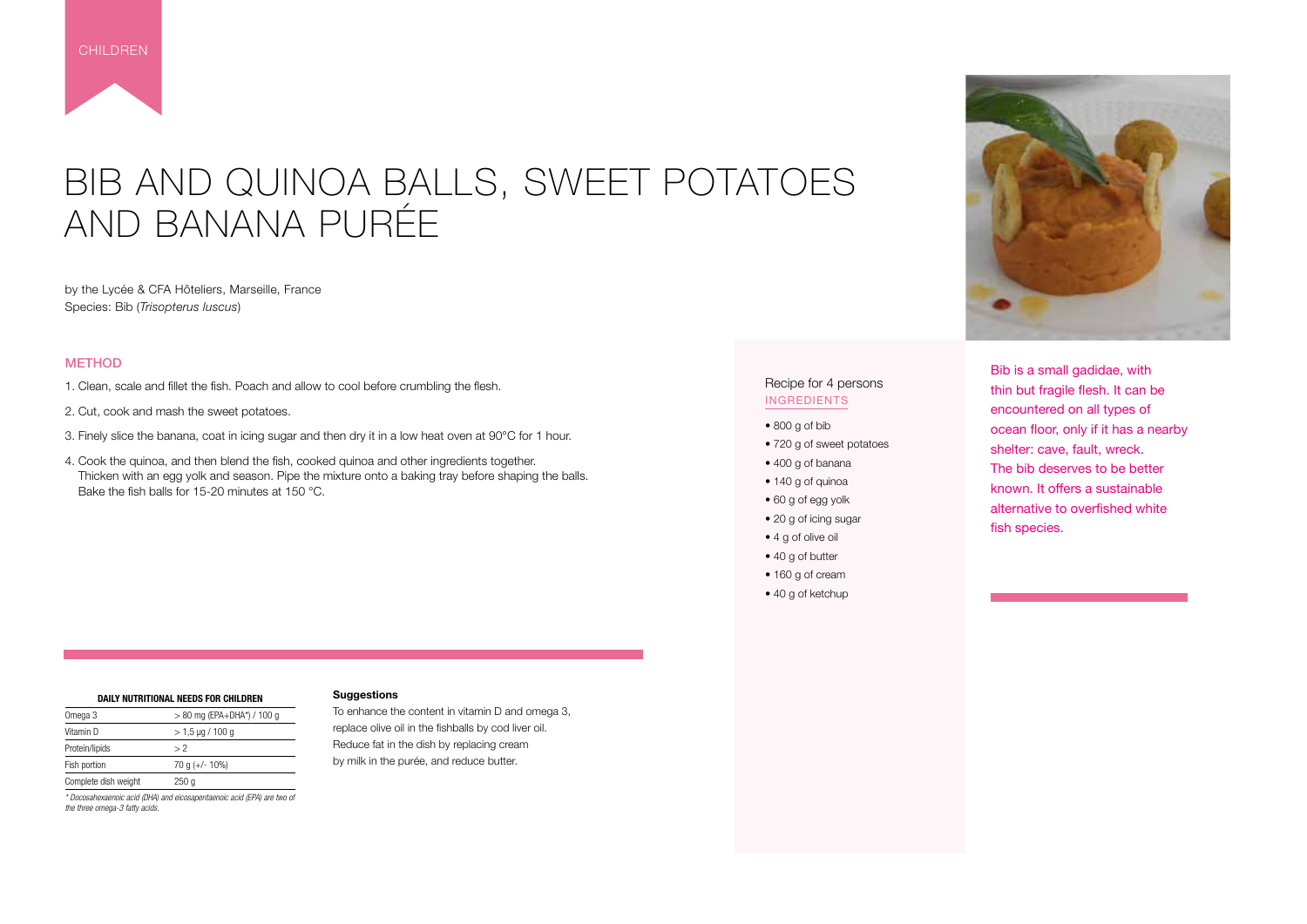CHILDREN

# BIB AND QUINOA BALLS, SWEET POTATOES AND BANANA PURÉE

by the Lycée & CFA Hôteliers, Marseille, France
Species: Bib (*Trisopterus luscus*)

## METHOD

1. Clean, scale and fillet the fish. Poach and allow to cool before crumbling the flesh.
2. Cut, cook and mash the sweet potatoes.
3. Finely slice the banana, coat in icing sugar and then dry it in a low heat oven at 90°C for 1 hour.
4. Cook the quinoa, and then blend the fish, cooked quinoa and other ingredients together. Thicken with an egg yolk and season. Pipe the mixture onto a baking tray before shaping the balls. Bake the fish balls for 15-20 minutes at 150 °C.

Recipe for 4 persons

### INGREDIENTS

- 800 g of bib
- 720 g of sweet potatoes
- 400 g of banana
- 140 g of quinoa
- 60 g of egg yolk
- 20 g of icing sugar
- 4 g of olive oil
- 40 g of butter
- 160 g of cream
- 40 g of ketchup

Bib is a small gadidae, with thin but fragile flesh. It can be encountered on all types of ocean floor, only if it has a nearby shelter: cave, fault, wreck. The bib deserves to be better known. It offers a sustainable alternative to overfished white fish species.

**DAILY NUTRITIONAL NEEDS FOR CHILDREN**

| | |
|---|---|
| Omega 3 | > 80 mg (EPA+DHA*) / 100 g |
| Vitamin D | > 1,5 µg / 100 g |
| Protein/lipids | > 2 |
| Fish portion | 70 g (+/- 10%) |
| Complete dish weight | 250 g |

*\* Docosahexaenoic acid (DHA) and eicosapentaenoic acid (EPA) are two of the three omega-3 fatty acids.*

**Suggestions**

To enhance the content in vitamin D and omega 3, replace olive oil in the fishballs by cod liver oil. Reduce fat in the dish by replacing cream by milk in the purée, and reduce butter.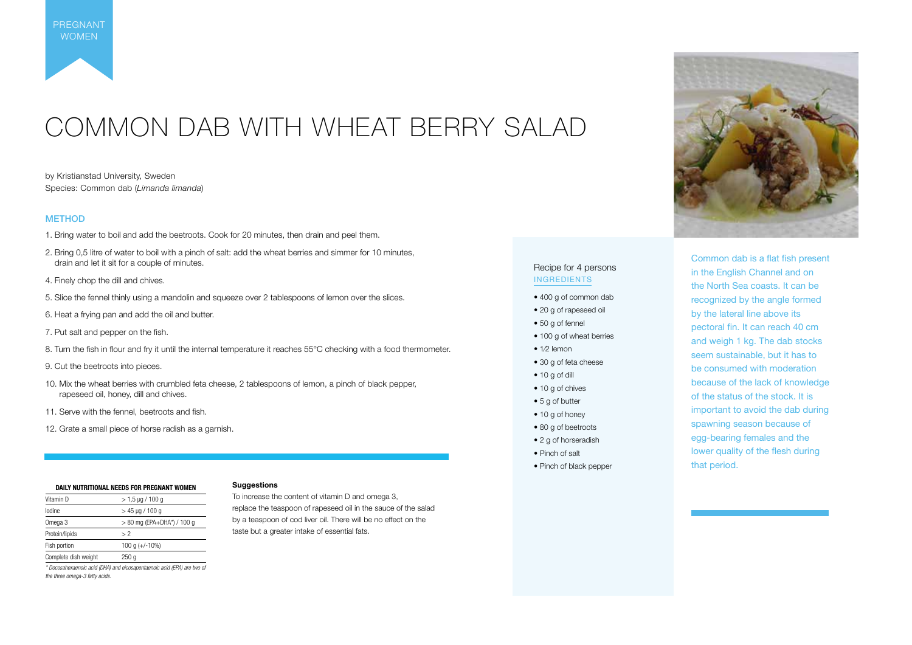PREGNANT WOMEN

# COMMON DAB WITH WHEAT BERRY SALAD

by Kristianstad University, Sweden
Species: Common dab (*Limanda limanda*)

## METHOD

1. Bring water to boil and add the beetroots. Cook for 20 minutes, then drain and peel them.
2. Bring 0,5 litre of water to boil with a pinch of salt: add the wheat berries and simmer for 10 minutes, drain and let it sit for a couple of minutes.
4. Finely chop the dill and chives.
5. Slice the fennel thinly using a mandolin and squeeze over 2 tablespoons of lemon over the slices.
6. Heat a frying pan and add the oil and butter.
7. Put salt and pepper on the fish.
8. Turn the fish in flour and fry it until the internal temperature it reaches 55°C checking with a food thermometer.
9. Cut the beetroots into pieces.
10. Mix the wheat berries with crumbled feta cheese, 2 tablespoons of lemon, a pinch of black pepper, rapeseed oil, honey, dill and chives.
11. Serve with the fennel, beetroots and fish.
12. Grate a small piece of horse radish as a garnish.

Recipe for 4 persons

### INGREDIENTS

- 400 g of common dab
- 20 g of rapeseed oil
- 50 g of fennel
- 100 g of wheat berries
- 1/2 lemon
- 30 g of feta cheese
- 10 g of dill
- 10 g of chives
- 5 g of butter
- 10 g of honey
- 80 g of beetroots
- 2 g of horseradish
- Pinch of salt
- Pinch of black pepper

Common dab is a flat fish present in the English Channel and on the North Sea coasts. It can be recognized by the angle formed by the lateral line above its pectoral fin. It can reach 40 cm and weigh 1 kg. The dab stocks seem sustainable, but it has to be consumed with moderation because of the lack of knowledge of the status of the stock. It is important to avoid the dab during spawning season because of egg-bearing females and the lower quality of the flesh during that period.

| DAILY NUTRITIONAL NEEDS FOR PREGNANT WOMEN | |
|---|---|
| Vitamin D | > 1,5 µg / 100 g |
| Iodine | > 45 µg / 100 g |
| Omega 3 | > 80 mg (EPA+DHA*) / 100 g |
| Protein/lipids | > 2 |
| Fish portion | 100 g (+/-10%) |
| Complete dish weight | 250 g |

*\* Docosahexaenoic acid (DHA) and eicosapentaenoic acid (EPA) are two of the three omega-3 fatty acids.*

**Suggestions**

To increase the content of vitamin D and omega 3, replace the teaspoon of rapeseed oil in the sauce of the salad by a teaspoon of cod liver oil. There will be no effect on the taste but a greater intake of essential fats.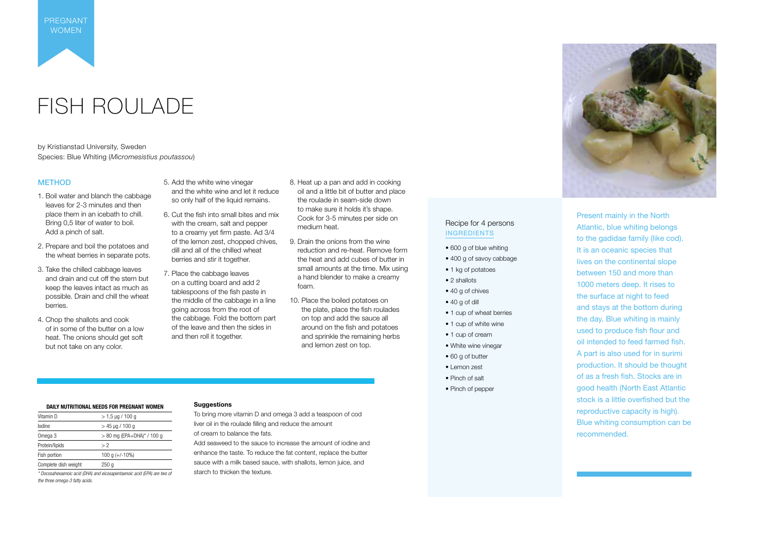PREGNANT WOMEN

# FISH ROULADE

by Kristianstad University, Sweden
Species: Blue Whiting (*Micromesistius poutassou*)

## METHOD

1. Boil water and blanch the cabbage leaves for 2-3 minutes and then place them in an icebath to chill. Bring 0,5 liter of water to boil. Add a pinch of salt.
2. Prepare and boil the potatoes and the wheat berries in separate pots.
3. Take the chilled cabbage leaves and drain and cut off the stem but keep the leaves intact as much as possible. Drain and chill the wheat berries.
4. Chop the shallots and cook of in some of the butter on a low heat. The onions should get soft but not take on any color.
5. Add the white wine vinegar and the white wine and let it reduce so only half of the liquid remains.
6. Cut the fish into small bites and mix with the cream, salt and pepper to a creamy yet firm paste. Ad 3/4 of the lemon zest, chopped chives, dill and all of the chilled wheat berries and stir it together.
7. Place the cabbage leaves on a cutting board and add 2 tablespoons of the fish paste in the middle of the cabbage in a line going across from the root of the cabbage. Fold the bottom part of the leave and then the sides in and then roll it together.
8. Heat up a pan and add in cooking oil and a little bit of butter and place the roulade in seam-side down to make sure it holds it's shape. Cook for 3-5 minutes per side on medium heat.
9. Drain the onions from the wine reduction and re-heat. Remove form the heat and add cubes of butter in small amounts at the time. Mix using a hand blender to make a creamy foam.
10. Place the boiled potatoes on the plate, place the fish roulades on top and add the sauce all around on the fish and potatoes and sprinkle the remaining herbs and lemon zest on top.

Recipe for 4 persons

## INGREDIENTS

- 600 g of blue whiting
- 400 g of savoy cabbage
- 1 kg of potatoes
- 2 shallots
- 40 g of chives
- 40 g of dill
- 1 cup of wheat berries
- 1 cup of white wine
- 1 cup of cream
- White wine vinegar
- 60 g of butter
- Lemon zest
- Pinch of salt
- Pinch of pepper

Present mainly in the North Atlantic, blue whiting belongs to the gadidae family (like cod). It is an oceanic species that lives on the continental slope between 150 and more than 1000 meters deep. It rises to the surface at night to feed and stays at the bottom during the day. Blue whiting is mainly used to produce fish flour and oil intended to feed farmed fish. A part is also used for in surimi production. It should be thought of as a fresh fish. Stocks are in good health (North East Atlantic stock is a little overfished but the reproductive capacity is high). Blue whiting consumption can be recommended.

| DAILY NUTRITIONAL NEEDS FOR PREGNANT WOMEN | |
|---|---|
| Vitamin D | > 1,5 µg / 100 g |
| Iodine | > 45 µg / 100 g |
| Omega 3 | > 80 mg (EPA+DHA)* / 100 g |
| Protein/lipids | > 2 |
| Fish portion | 100 g (+/-10%) |
| Complete dish weight | 250 g |

*\* Docosahexaenoic acid (DHA) and eicosapentaenoic acid (EPA) are two of the three omega-3 fatty acids.*

**Suggestions**

To bring more vitamin D and omega 3 add a teaspoon of cod liver oil in the roulade filling and reduce the amount of cream to balance the fats.

Add seaweed to the sauce to increase the amount of iodine and enhance the taste. To reduce the fat content, replace the butter sauce with a milk based sauce, with shallots, lemon juice, and starch to thicken the texture.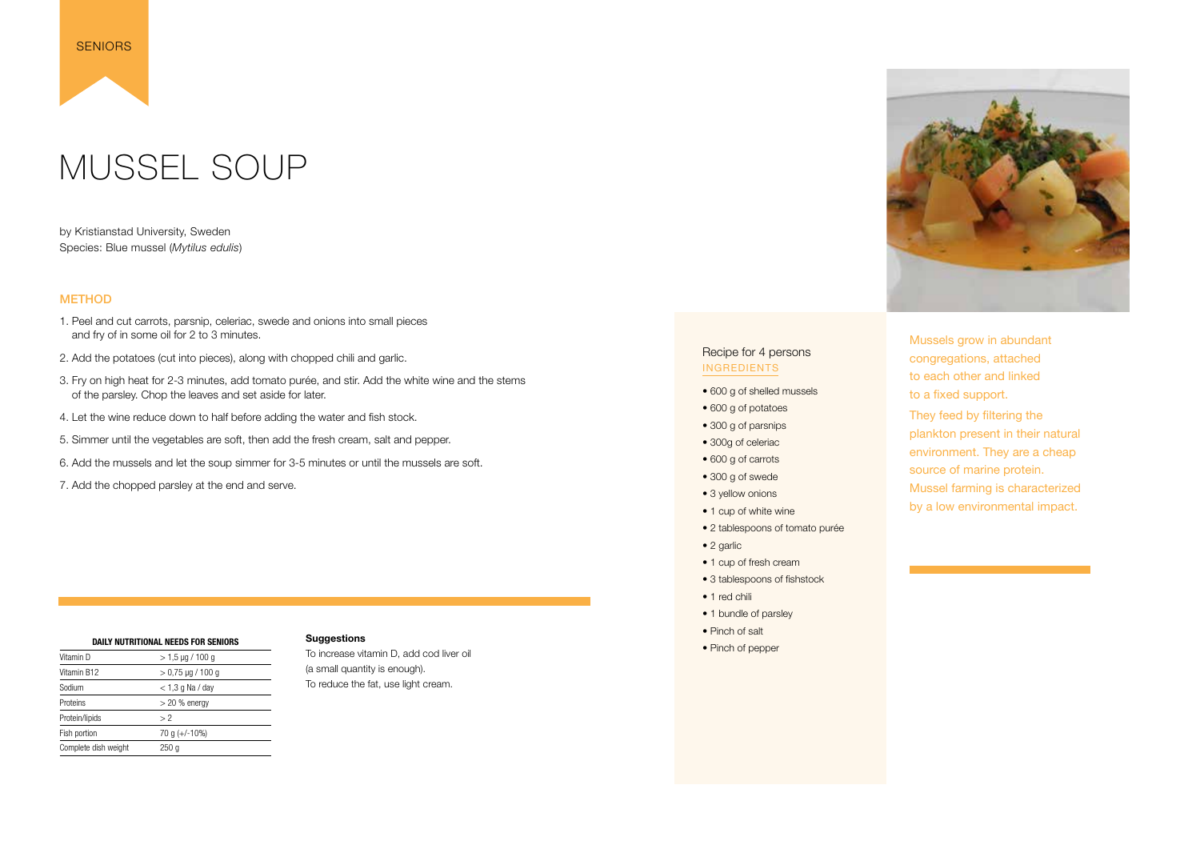SENIORS

# MUSSEL SOUP

by Kristianstad University, Sweden
Species: Blue mussel (*Mytilus edulis*)

## METHOD

1. Peel and cut carrots, parsnip, celeriac, swede and onions into small pieces and fry of in some oil for 2 to 3 minutes.
2. Add the potatoes (cut into pieces), along with chopped chili and garlic.
3. Fry on high heat for 2-3 minutes, add tomato purée, and stir. Add the white wine and the stems of the parsley. Chop the leaves and set aside for later.
4. Let the wine reduce down to half before adding the water and fish stock.
5. Simmer until the vegetables are soft, then add the fresh cream, salt and pepper.
6. Add the mussels and let the soup simmer for 3-5 minutes or until the mussels are soft.
7. Add the chopped parsley at the end and serve.

Recipe for 4 persons

## INGREDIENTS

- 600 g of shelled mussels
- 600 g of potatoes
- 300 g of parsnips
- 300g of celeriac
- 600 g of carrots
- 300 g of swede
- 3 yellow onions
- 1 cup of white wine
- 2 tablespoons of tomato purée
- 2 garlic
- 1 cup of fresh cream
- 3 tablespoons of fishstock
- 1 red chili
- 1 bundle of parsley
- Pinch of salt
- Pinch of pepper

Mussels grow in abundant congregations, attached to each other and linked to a fixed support.

They feed by filtering the plankton present in their natural environment. They are a cheap source of marine protein. Mussel farming is characterized by a low environmental impact.

**DAILY NUTRITIONAL NEEDS FOR SENIORS**

| | |
|---|---|
| Vitamin D | > 1,5 µg / 100 g |
| Vitamin B12 | > 0,75 µg / 100 g |
| Sodium | < 1,3 g Na / day |
| Proteins | > 20 % energy |
| Protein/lipids | > 2 |
| Fish portion | 70 g (+/-10%) |
| Complete dish weight | 250 g |

**Suggestions**

To increase vitamin D, add cod liver oil (a small quantity is enough).
To reduce the fat, use light cream.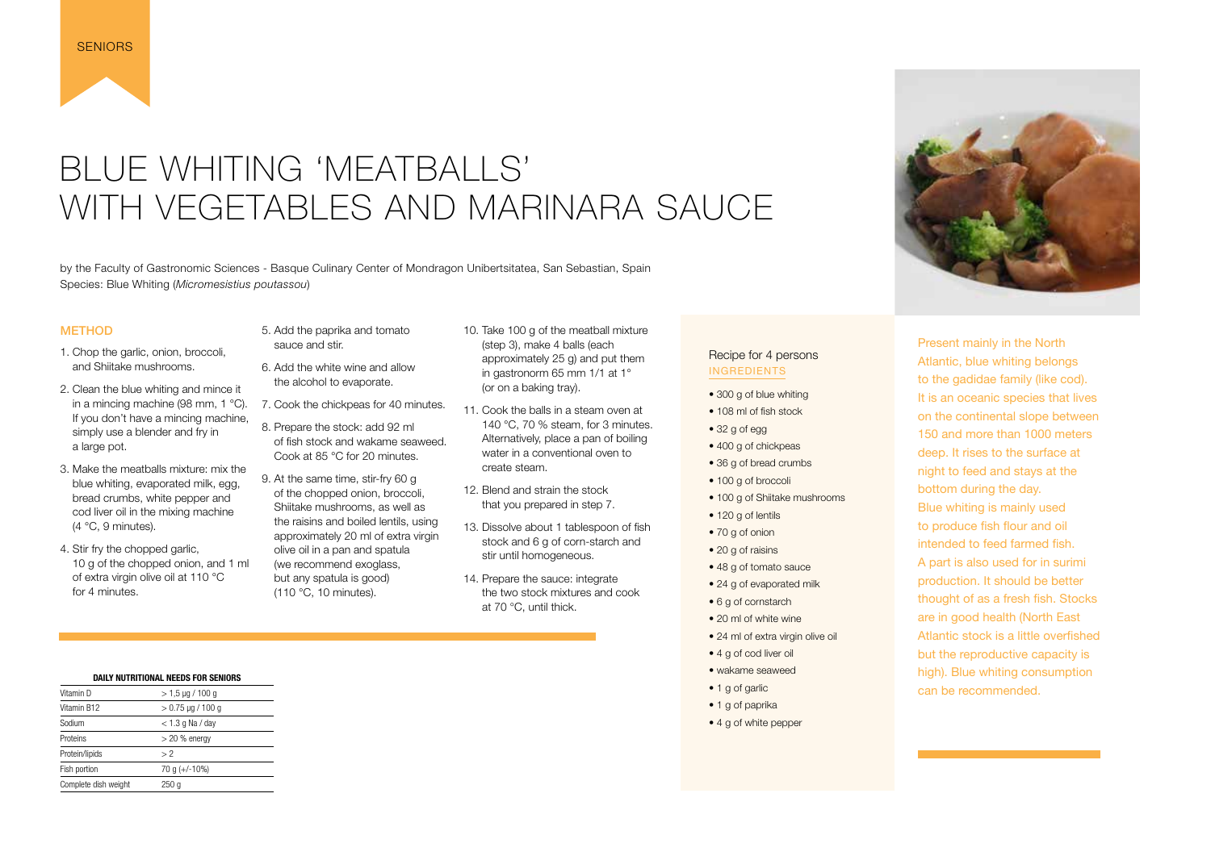SENIORS

# BLUE WHITING ‘MEATBALLS’ WITH VEGETABLES AND MARINARA SAUCE

by the Faculty of Gastronomic Sciences - Basque Culinary Center of Mondragon Unibertsitatea, San Sebastian, Spain
Species: Blue Whiting (*Micromesistius poutassou*)

## METHOD

1. Chop the garlic, onion, broccoli, and Shiitake mushrooms.
2. Clean the blue whiting and mince it in a mincing machine (98 mm, 1 °C). If you don’t have a mincing machine, simply use a blender and fry in a large pot.
3. Make the meatballs mixture: mix the blue whiting, evaporated milk, egg, bread crumbs, white pepper and cod liver oil in the mixing machine (4 °C, 9 minutes).
4. Stir fry the chopped garlic, 10 g of the chopped onion, and 1 ml of extra virgin olive oil at 110 °C for 4 minutes.
5. Add the paprika and tomato sauce and stir.
6. Add the white wine and allow the alcohol to evaporate.
7. Cook the chickpeas for 40 minutes.
8. Prepare the stock: add 92 ml of fish stock and wakame seaweed. Cook at 85 °C for 20 minutes.
9. At the same time, stir-fry 60 g of the chopped onion, broccoli, Shiitake mushrooms, as well as the raisins and boiled lentils, using approximately 20 ml of extra virgin olive oil in a pan and spatula (we recommend exoglass, but any spatula is good) (110 °C, 10 minutes).
10. Take 100 g of the meatball mixture (step 3), make 4 balls (each approximately 25 g) and put them in gastronorm 65 mm 1/1 at 1° (or on a baking tray).
11. Cook the balls in a steam oven at 140 °C, 70 % steam, for 3 minutes. Alternatively, place a pan of boiling water in a conventional oven to create steam.
12. Blend and strain the stock that you prepared in step 7.
13. Dissolve about 1 tablespoon of fish stock and 6 g of corn-starch and stir until homogeneous.
14. Prepare the sauce: integrate the two stock mixtures and cook at 70 °C, until thick.

**DAILY NUTRITIONAL NEEDS FOR SENIORS**

| | |
|---|---|
| Vitamin D | > 1,5 µg / 100 g |
| Vitamin B12 | > 0.75 µg / 100 g |
| Sodium | < 1.3 g Na / day |
| Proteins | > 20 % energy |
| Protein/lipids | > 2 |
| Fish portion | 70 g (+/-10%) |
| Complete dish weight | 250 g |

Recipe for 4 persons

## INGREDIENTS

- 300 g of blue whiting
- 108 ml of fish stock
- 32 g of egg
- 400 g of chickpeas
- 36 g of bread crumbs
- 100 g of broccoli
- 100 g of Shiitake mushrooms
- 120 g of lentils
- 70 g of onion
- 20 g of raisins
- 48 g of tomato sauce
- 24 g of evaporated milk
- 6 g of cornstarch
- 20 ml of white wine
- 24 ml of extra virgin olive oil
- 4 g of cod liver oil
- wakame seaweed
- 1 g of garlic
- 1 g of paprika
- 4 g of white pepper

Present mainly in the North Atlantic, blue whiting belongs to the gadidae family (like cod). It is an oceanic species that lives on the continental slope between 150 and more than 1000 meters deep. It rises to the surface at night to feed and stays at the bottom during the day. Blue whiting is mainly used to produce fish flour and oil intended to feed farmed fish. A part is also used for in surimi production. It should be better thought of as a fresh fish. Stocks are in good health (North East Atlantic stock is a little overfished but the reproductive capacity is high). Blue whiting consumption can be recommended.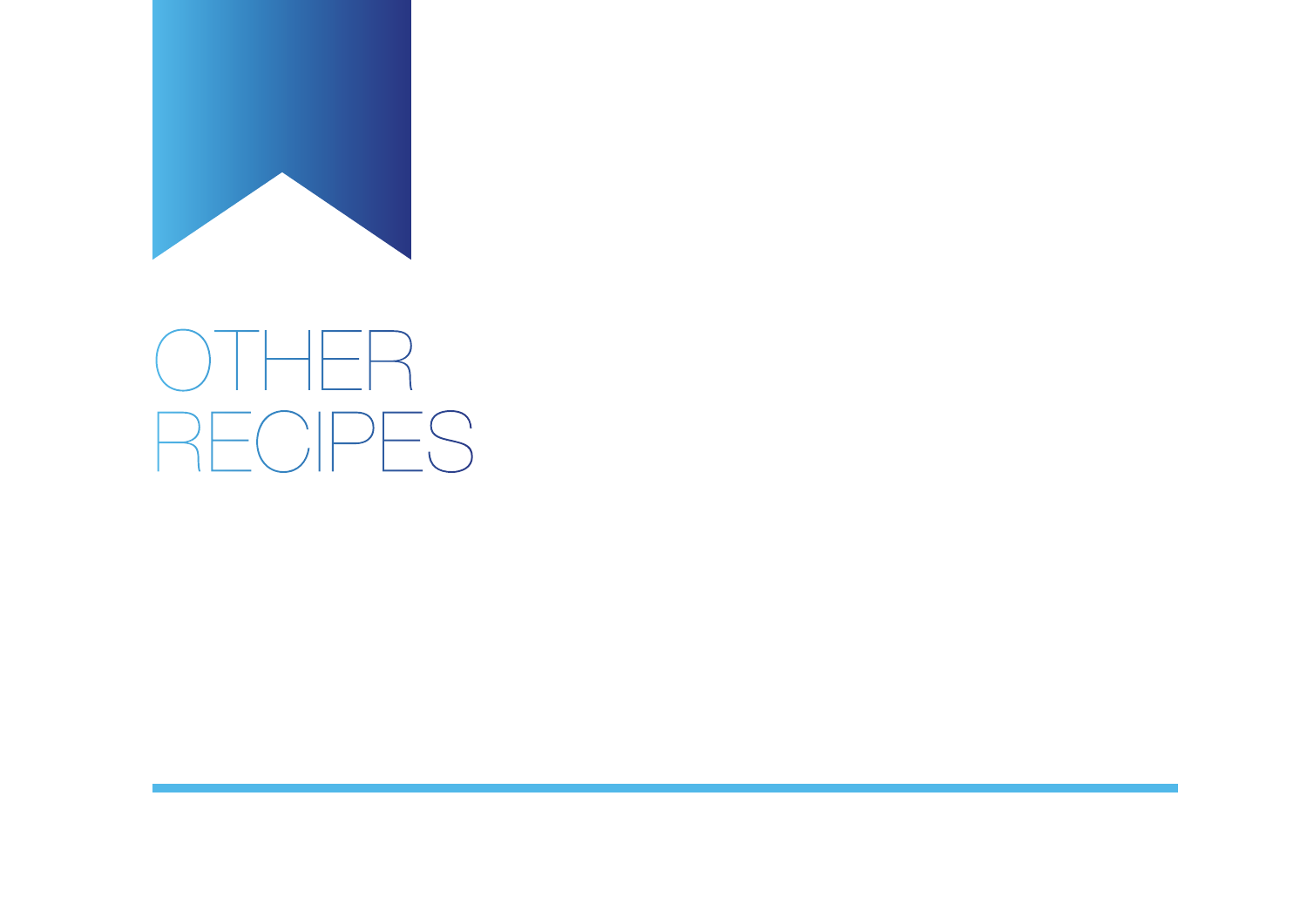# OTHER RECIPES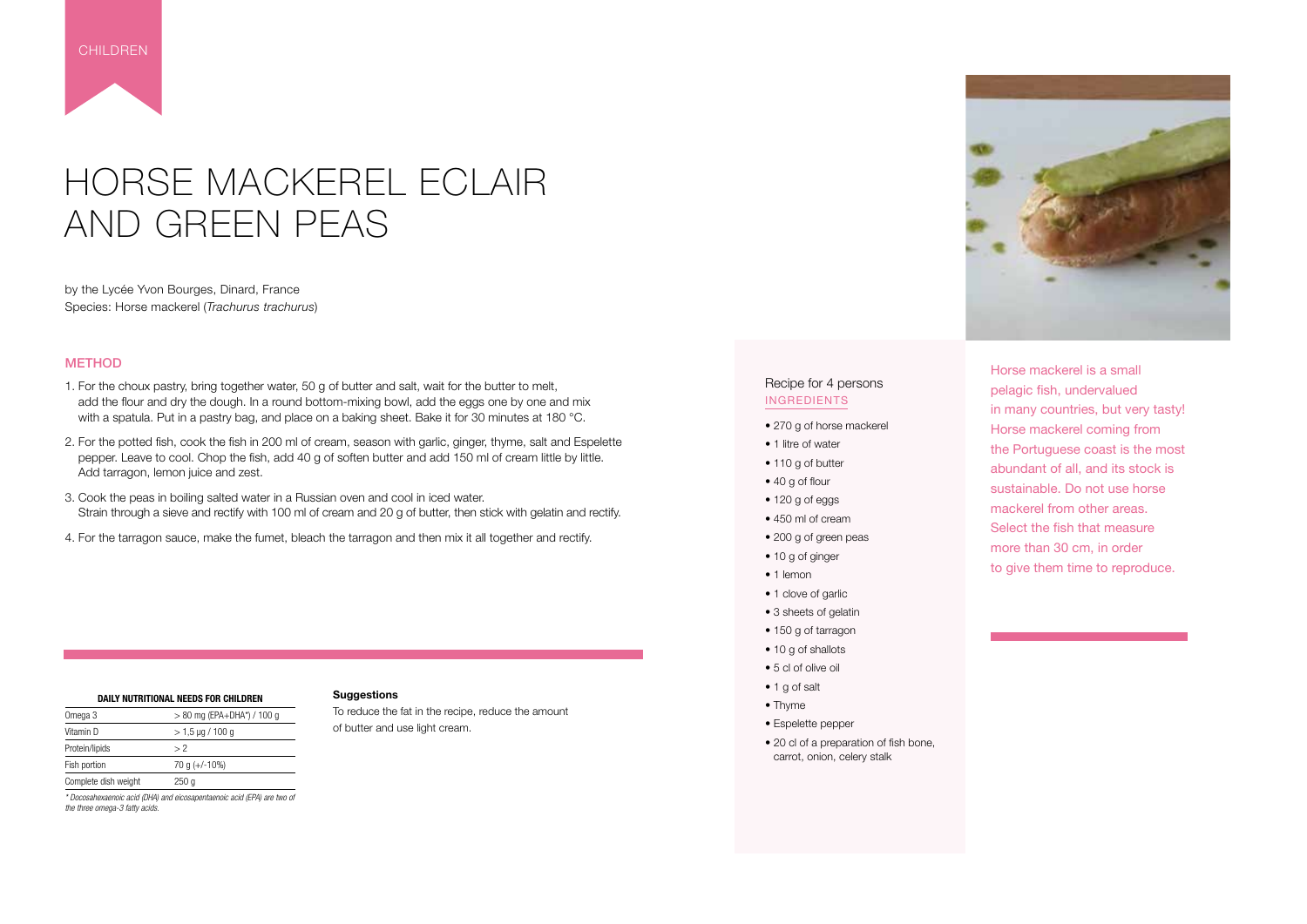CHILDREN

# HORSE MACKEREL ECLAIR AND GREEN PEAS

by the Lycée Yvon Bourges, Dinard, France
Species: Horse mackerel (*Trachurus trachurus*)

## METHOD

1. For the choux pastry, bring together water, 50 g of butter and salt, wait for the butter to melt, add the flour and dry the dough. In a round bottom-mixing bowl, add the eggs one by one and mix with a spatula. Put in a pastry bag, and place on a baking sheet. Bake it for 30 minutes at 180 °C.
2. For the potted fish, cook the fish in 200 ml of cream, season with garlic, ginger, thyme, salt and Espelette pepper. Leave to cool. Chop the fish, add 40 g of soften butter and add 150 ml of cream little by little. Add tarragon, lemon juice and zest.
3. Cook the peas in boiling salted water in a Russian oven and cool in iced water. Strain through a sieve and rectify with 100 ml of cream and 20 g of butter, then stick with gelatin and rectify.
4. For the tarragon sauce, make the fumet, bleach the tarragon and then mix it all together and rectify.

**DAILY NUTRITIONAL NEEDS FOR CHILDREN**

| | |
|---|---|
| Omega 3 | > 80 mg (EPA+DHA*) / 100 g |
| Vitamin D | > 1,5 µg / 100 g |
| Protein/lipids | > 2 |
| Fish portion | 70 g (+/-10%) |
| Complete dish weight | 250 g |

*\* Docosahexaenoic acid (DHA) and eicosapentaenoic acid (EPA) are two of the three omega-3 fatty acids.*

**Suggestions**

To reduce the fat in the recipe, reduce the amount of butter and use light cream.

Recipe for 4 persons

INGREDIENTS

- 270 g of horse mackerel
- 1 litre of water
- 110 g of butter
- 40 g of flour
- 120 g of eggs
- 450 ml of cream
- 200 g of green peas
- 10 g of ginger
- 1 lemon
- 1 clove of garlic
- 3 sheets of gelatin
- 150 g of tarragon
- 10 g of shallots
- 5 cl of olive oil
- 1 g of salt
- Thyme
- Espelette pepper
- 20 cl of a preparation of fish bone, carrot, onion, celery stalk

Horse mackerel is a small pelagic fish, undervalued in many countries, but very tasty! Horse mackerel coming from the Portuguese coast is the most abundant of all, and its stock is sustainable. Do not use horse mackerel from other areas. Select the fish that measure more than 30 cm, in order to give them time to reproduce.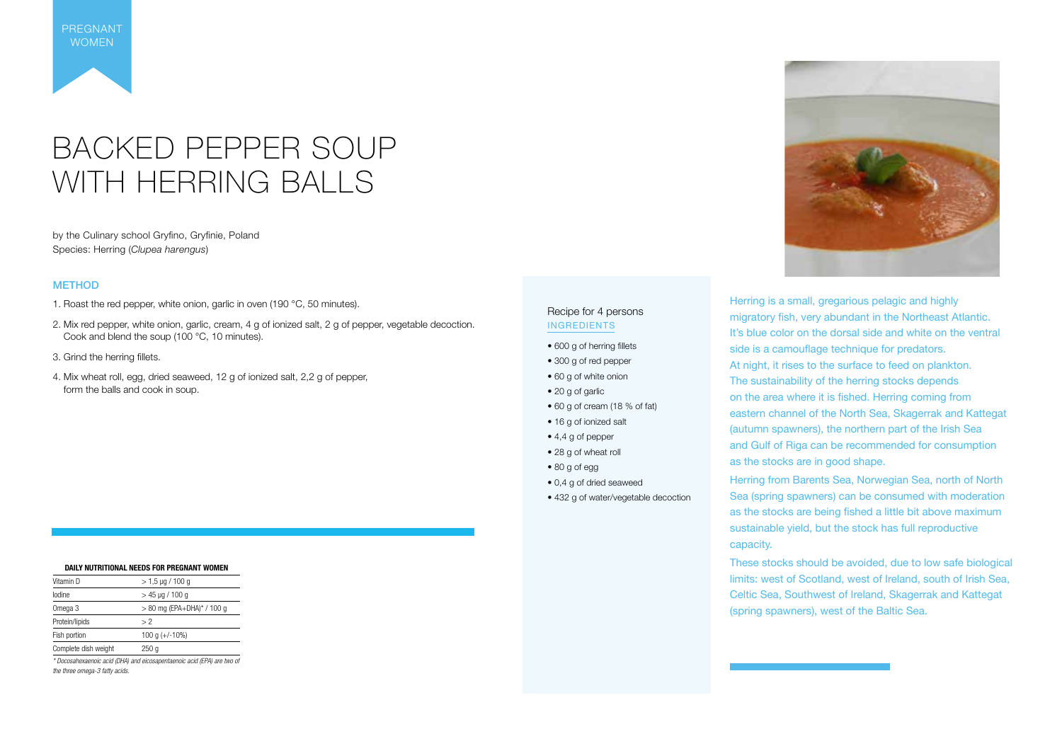PREGNANT WOMEN

# BACKED PEPPER SOUP WITH HERRING BALLS

by the Culinary school Gryfino, Gryfinie, Poland
Species: Herring (*Clupea harengus*)

### METHOD

1. Roast the red pepper, white onion, garlic in oven (190 °C, 50 minutes).
2. Mix red pepper, white onion, garlic, cream, 4 g of ionized salt, 2 g of pepper, vegetable decoction. Cook and blend the soup (100 °C, 10 minutes).
3. Grind the herring fillets.
4. Mix wheat roll, egg, dried seaweed, 12 g of ionized salt, 2,2 g of pepper, form the balls and cook in soup.

Recipe for 4 persons

### INGREDIENTS

- 600 g of herring fillets
- 300 g of red pepper
- 60 g of white onion
- 20 g of garlic
- 60 g of cream (18 % of fat)
- 16 g of ionized salt
- 4,4 g of pepper
- 28 g of wheat roll
- 80 g of egg
- 0,4 g of dried seaweed
- 432 g of water/vegetable decoction

Herring is a small, gregarious pelagic and highly migratory fish, very abundant in the Northeast Atlantic. It's blue color on the dorsal side and white on the ventral side is a camouflage technique for predators. At night, it rises to the surface to feed on plankton. The sustainability of the herring stocks depends on the area where it is fished. Herring coming from eastern channel of the North Sea, Skagerrak and Kattegat (autumn spawners), the northern part of the Irish Sea and Gulf of Riga can be recommended for consumption as the stocks are in good shape.

Herring from Barents Sea, Norwegian Sea, north of North Sea (spring spawners) can be consumed with moderation as the stocks are being fished a little bit above maximum sustainable yield, but the stock has full reproductive capacity.

These stocks should be avoided, due to low safe biological limits: west of Scotland, west of Ireland, south of Irish Sea, Celtic Sea, Southwest of Ireland, Skagerrak and Kattegat (spring spawners), west of the Baltic Sea.

**DAILY NUTRITIONAL NEEDS FOR PREGNANT WOMEN**

| | |
|---|---|
| Vitamin D | > 1,5 µg / 100 g |
| Iodine | > 45 µg / 100 g |
| Omega 3 | > 80 mg (EPA+DHA)* / 100 g |
| Protein/lipids | > 2 |
| Fish portion | 100 g (+/-10%) |
| Complete dish weight | 250 g |

*\* Docosahexaenoic acid (DHA) and eicosapentaenoic acid (EPA) are two of the three omega-3 fatty acids.*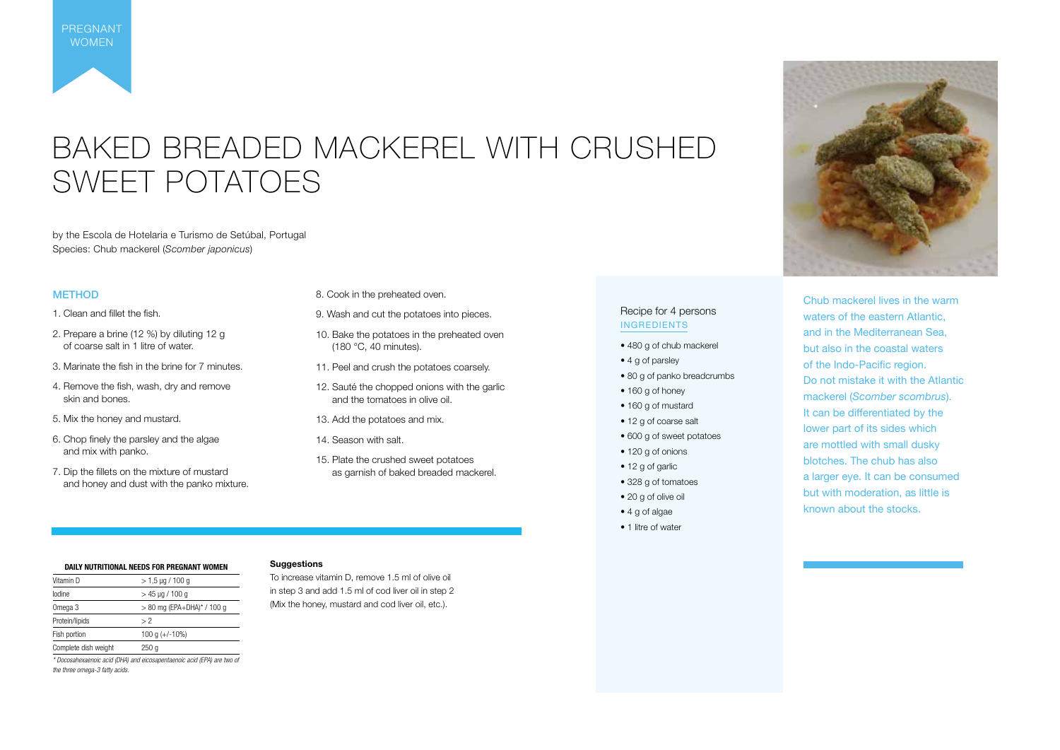PREGNANT WOMEN

# BAKED BREADED MACKEREL WITH CRUSHED SWEET POTATOES

by the Escola de Hotelaria e Turismo de Setúbal, Portugal
Species: Chub mackerel (*Scomber japonicus*)

## METHOD

1. Clean and fillet the fish.
2. Prepare a brine (12 %) by diluting 12 g of coarse salt in 1 litre of water.
3. Marinate the fish in the brine for 7 minutes.
4. Remove the fish, wash, dry and remove skin and bones.
5. Mix the honey and mustard.
6. Chop finely the parsley and the algae and mix with panko.
7. Dip the fillets on the mixture of mustard and honey and dust with the panko mixture.
8. Cook in the preheated oven.
9. Wash and cut the potatoes into pieces.
10. Bake the potatoes in the preheated oven (180 °C, 40 minutes).
11. Peel and crush the potatoes coarsely.
12. Sauté the chopped onions with the garlic and the tomatoes in olive oil.
13. Add the potatoes and mix.
14. Season with salt.
15. Plate the crushed sweet potatoes as garnish of baked breaded mackerel.

Recipe for 4 persons

### INGREDIENTS

- 480 g of chub mackerel
- 4 g of parsley
- 80 g of panko breadcrumbs
- 160 g of honey
- 160 g of mustard
- 12 g of coarse salt
- 600 g of sweet potatoes
- 120 g of onions
- 12 g of garlic
- 328 g of tomatoes
- 20 g of olive oil
- 4 g of algae
- 1 litre of water

Chub mackerel lives in the warm waters of the eastern Atlantic, and in the Mediterranean Sea, but also in the coastal waters of the Indo-Pacific region. Do not mistake it with the Atlantic mackerel (*Scomber scombrus*). It can be differentiated by the lower part of its sides which are mottled with small dusky blotches. The chub has also a larger eye. It can be consumed but with moderation, as little is known about the stocks.

| DAILY NUTRITIONAL NEEDS FOR PREGNANT WOMEN | |
|---|---|
| Vitamin D | > 1,5 µg / 100 g |
| Iodine | > 45 µg / 100 g |
| Omega 3 | > 80 mg (EPA+DHA)* / 100 g |
| Protein/lipids | > 2 |
| Fish portion | 100 g (+/-10%) |
| Complete dish weight | 250 g |

*\* Docosahexaenoic acid (DHA) and eicosapentaenoic acid (EPA) are two of the three omega-3 fatty acids.*

**Suggestions**

To increase vitamin D, remove 1.5 ml of olive oil in step 3 and add 1.5 ml of cod liver oil in step 2 (Mix the honey, mustard and cod liver oil, etc.).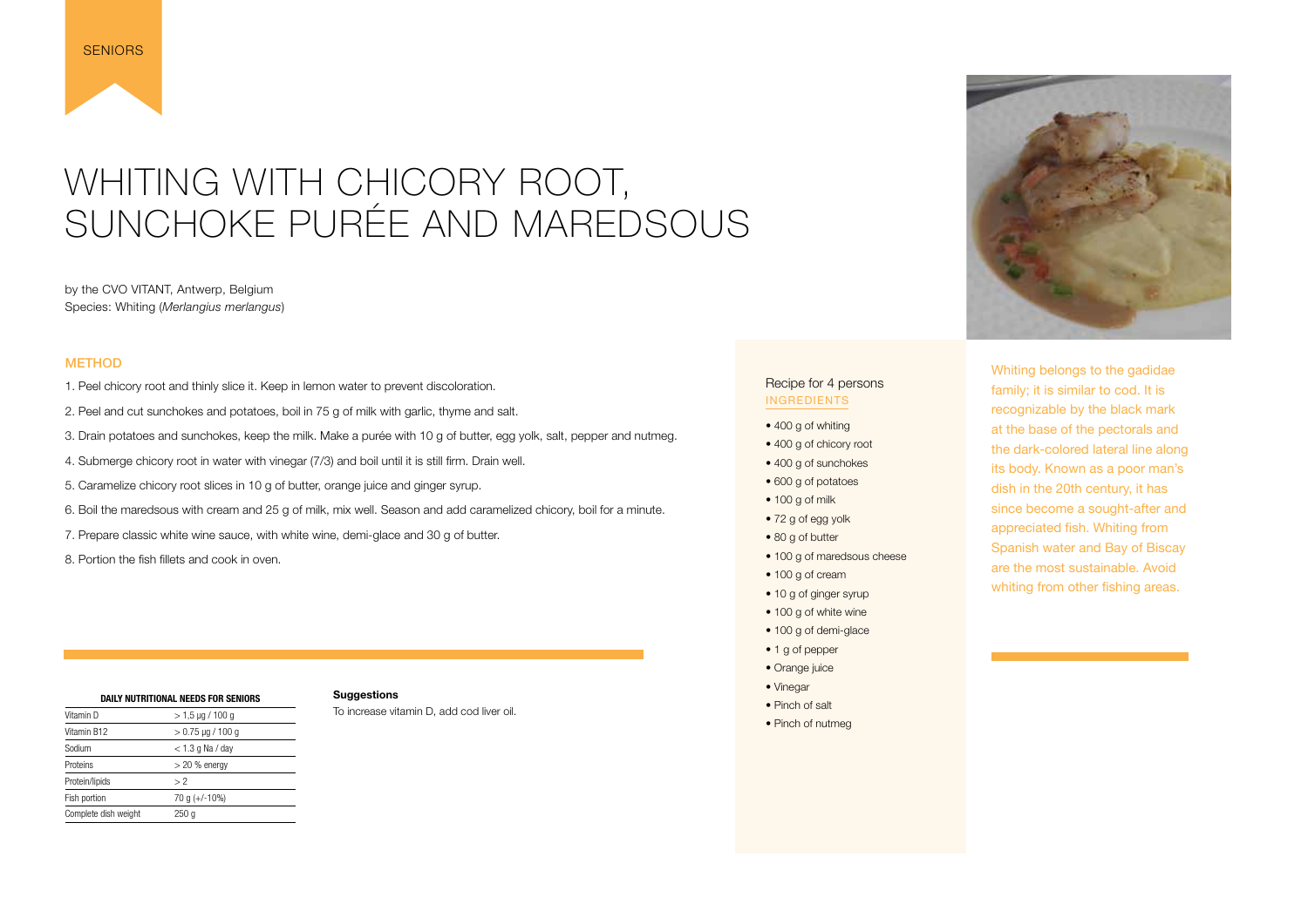SENIORS

# WHITING WITH CHICORY ROOT, SUNCHOKE PURÉE AND MAREDSOUS

by the CVO VITANT, Antwerp, Belgium
Species: Whiting (*Merlangius merlangus*)

## METHOD

1. Peel chicory root and thinly slice it. Keep in lemon water to prevent discoloration.
2. Peel and cut sunchokes and potatoes, boil in 75 g of milk with garlic, thyme and salt.
3. Drain potatoes and sunchokes, keep the milk. Make a purée with 10 g of butter, egg yolk, salt, pepper and nutmeg.
4. Submerge chicory root in water with vinegar (7/3) and boil until it is still firm. Drain well.
5. Caramelize chicory root slices in 10 g of butter, orange juice and ginger syrup.
6. Boil the maredsous with cream and 25 g of milk, mix well. Season and add caramelized chicory, boil for a minute.
7. Prepare classic white wine sauce, with white wine, demi-glace and 30 g of butter.
8. Portion the fish fillets and cook in oven.

Recipe for 4 persons

INGREDIENTS

- 400 g of whiting
- 400 g of chicory root
- 400 g of sunchokes
- 600 g of potatoes
- 100 g of milk
- 72 g of egg yolk
- 80 g of butter
- 100 g of maredsous cheese
- 100 g of cream
- 10 g of ginger syrup
- 100 g of white wine
- 100 g of demi-glace
- 1 g of pepper
- Orange juice
- Vinegar
- Pinch of salt
- Pinch of nutmeg

Whiting belongs to the gadidae family; it is similar to cod. It is recognizable by the black mark at the base of the pectorals and the dark-colored lateral line along its body. Known as a poor man's dish in the 20th century, it has since become a sought-after and appreciated fish. Whiting from Spanish water and Bay of Biscay are the most sustainable. Avoid whiting from other fishing areas.

| DAILY NUTRITIONAL NEEDS FOR SENIORS | |
|---|---|
| Vitamin D | > 1,5 µg / 100 g |
| Vitamin B12 | > 0.75 µg / 100 g |
| Sodium | < 1.3 g Na / day |
| Proteins | > 20 % energy |
| Protein/lipids | > 2 |
| Fish portion | 70 g (+/-10%) |
| Complete dish weight | 250 g |

**Suggestions**

To increase vitamin D, add cod liver oil.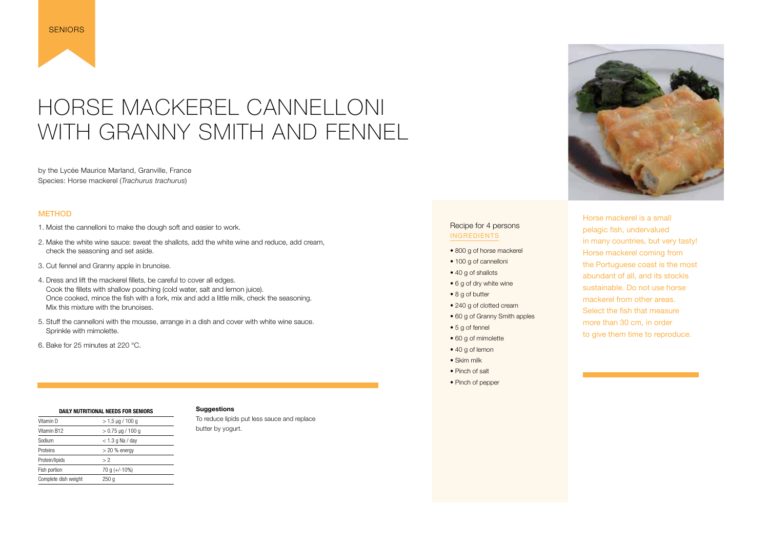SENIORS

# HORSE MACKEREL CANNELLONI WITH GRANNY SMITH AND FENNEL

by the Lycée Maurice Marland, Granville, France
Species: Horse mackerel (*Trachurus trachurus*)

## METHOD

1. Moist the cannelloni to make the dough soft and easier to work.
2. Make the white wine sauce: sweat the shallots, add the white wine and reduce, add cream, check the seasoning and set aside.
3. Cut fennel and Granny apple in brunoise.
4. Dress and lift the mackerel fillets, be careful to cover all edges.
   Cook the fillets with shallow poaching (cold water, salt and lemon juice).
   Once cooked, mince the fish with a fork, mix and add a little milk, check the seasoning.
   Mix this mixture with the brunoises.
5. Stuff the cannelloni with the mousse, arrange in a dish and cover with white wine sauce.
   Sprinkle with mimolette.
6. Bake for 25 minutes at 220 °C.

| DAILY NUTRITIONAL NEEDS FOR SENIORS | |
|---|---|
| Vitamin D | > 1,5 µg / 100 g |
| Vitamin B12 | > 0.75 µg / 100 g |
| Sodium | < 1.3 g Na / day |
| Proteins | > 20 % energy |
| Protein/lipids | > 2 |
| Fish portion | 70 g (+/-10%) |
| Complete dish weight | 250 g |

**Suggestions**

To reduce lipids put less sauce and replace butter by yogurt.

Recipe for 4 persons

INGREDIENTS

- 800 g of horse mackerel
- 100 g of cannelloni
- 40 g of shallots
- 6 g of dry white wine
- 8 g of butter
- 240 g of clotted cream
- 60 g of Granny Smith apples
- 5 g of fennel
- 60 g of mimolette
- 40 g of lemon
- Skim milk
- Pinch of salt
- Pinch of pepper

Horse mackerel is a small pelagic fish, undervalued in many countries, but very tasty! Horse mackerel coming from the Portuguese coast is the most abundant of all, and its stockis sustainable. Do not use horse mackerel from other areas. Select the fish that measure more than 30 cm, in order to give them time to reproduce.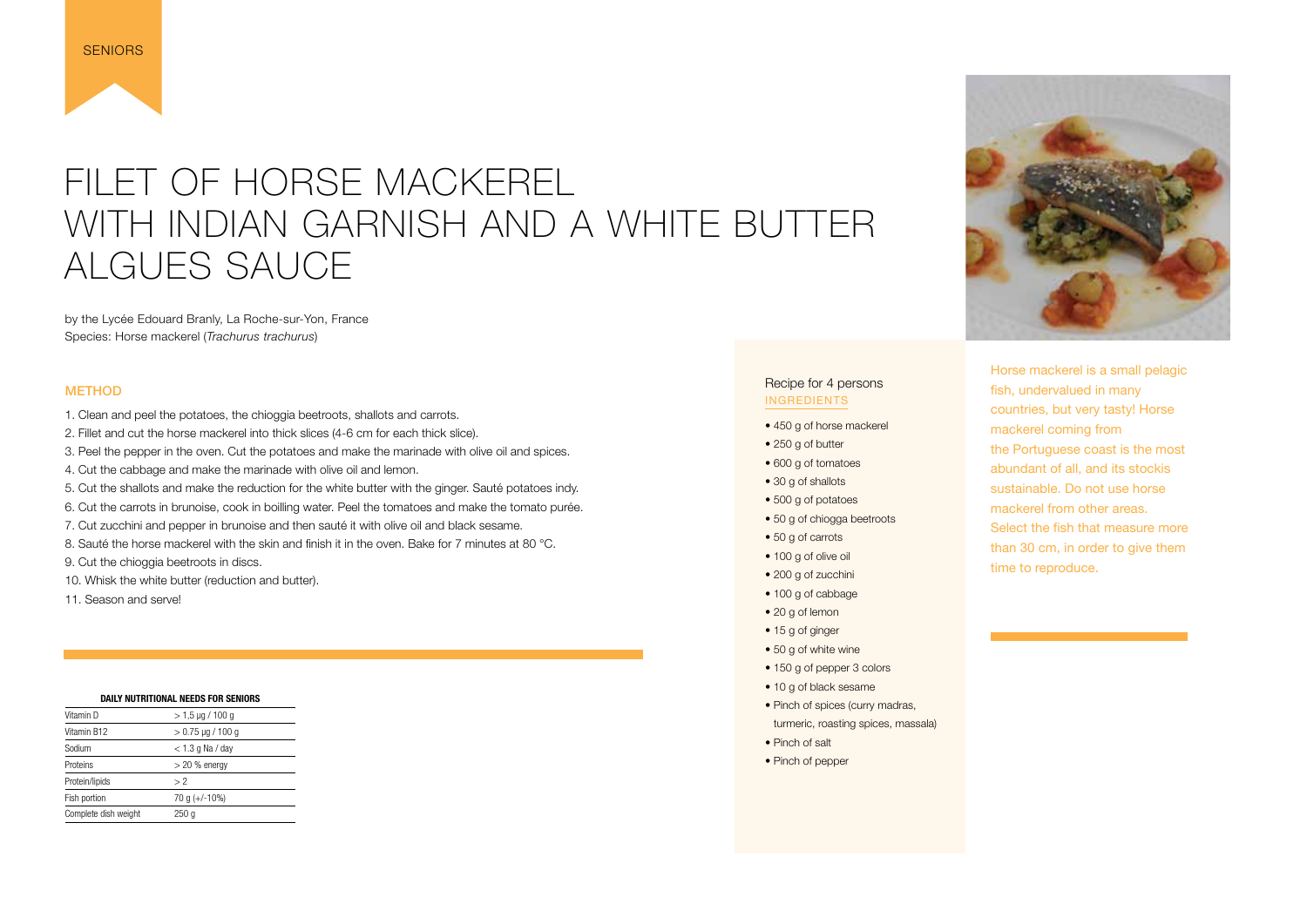SENIORS

# FILET OF HORSE MACKEREL WITH INDIAN GARNISH AND A WHITE BUTTER ALGUES SAUCE

by the Lycée Edouard Branly, La Roche-sur-Yon, France
Species: Horse mackerel (*Trachurus trachurus*)

## METHOD

1. Clean and peel the potatoes, the chioggia beetroots, shallots and carrots.
2. Fillet and cut the horse mackerel into thick slices (4-6 cm for each thick slice).
3. Peel the pepper in the oven. Cut the potatoes and make the marinade with olive oil and spices.
4. Cut the cabbage and make the marinade with olive oil and lemon.
5. Cut the shallots and make the reduction for the white butter with the ginger. Sauté potatoes indy.
6. Cut the carrots in brunoise, cook in boilling water. Peel the tomatoes and make the tomato purée.
7. Cut zucchini and pepper in brunoise and then sauté it with olive oil and black sesame.
8. Sauté the horse mackerel with the skin and finish it in the oven. Bake for 7 minutes at 80 °C.
9. Cut the chioggia beetroots in discs.
10. Whisk the white butter (reduction and butter).
11. Season and serve!

**DAILY NUTRITIONAL NEEDS FOR SENIORS**

| | |
|---|---|
| Vitamin D | > 1,5 µg / 100 g |
| Vitamin B12 | > 0.75 µg / 100 g |
| Sodium | < 1.3 g Na / day |
| Proteins | > 20 % energy |
| Protein/lipids | > 2 |
| Fish portion | 70 g (+/-10%) |
| Complete dish weight | 250 g |

Recipe for 4 persons

### INGREDIENTS

- 450 g of horse mackerel
- 250 g of butter
- 600 g of tomatoes
- 30 g of shallots
- 500 g of potatoes
- 50 g of chiogga beetroots
- 50 g of carrots
- 100 g of olive oil
- 200 g of zucchini
- 100 g of cabbage
- 20 g of lemon
- 15 g of ginger
- 50 g of white wine
- 150 g of pepper 3 colors
- 10 g of black sesame
- Pinch of spices (curry madras, turmeric, roasting spices, massala)
- Pinch of salt
- Pinch of pepper

Horse mackerel is a small pelagic fish, undervalued in many countries, but very tasty! Horse mackerel coming from the Portuguese coast is the most abundant of all, and its stockis sustainable. Do not use horse mackerel from other areas. Select the fish that measure more than 30 cm, in order to give them time to reproduce.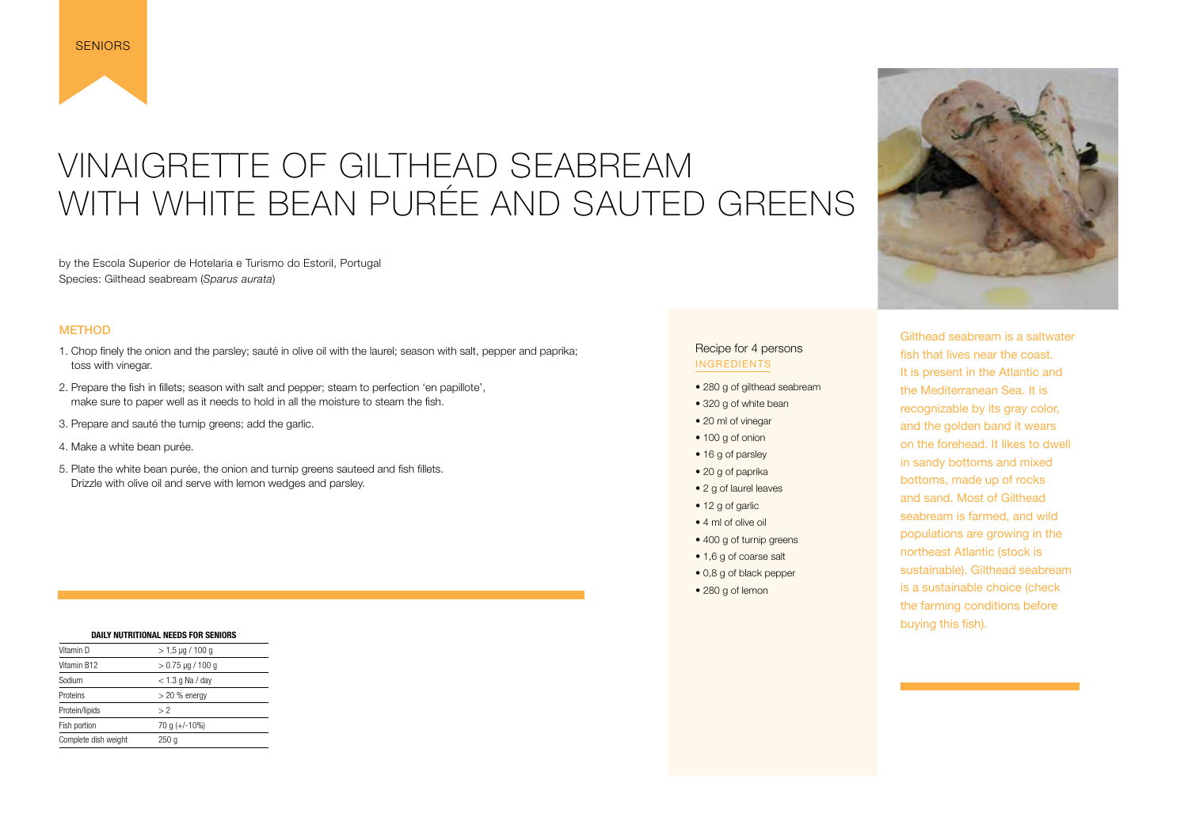SENIORS

# VINAIGRETTE OF GILTHEAD SEABREAM WITH WHITE BEAN PURÉE AND SAUTED GREENS

by the Escola Superior de Hotelaria e Turismo do Estoril, Portugal
Species: Gilthead seabream (*Sparus aurata*)

## METHOD

1. Chop finely the onion and the parsley; sauté in olive oil with the laurel; season with salt, pepper and paprika; toss with vinegar.
2. Prepare the fish in fillets; season with salt and pepper; steam to perfection 'en papillote', make sure to paper well as it needs to hold in all the moisture to steam the fish.
3. Prepare and sauté the turnip greens; add the garlic.
4. Make a white bean purée.
5. Plate the white bean purée, the onion and turnip greens sauteed and fish fillets. Drizzle with olive oil and serve with lemon wedges and parsley.

**DAILY NUTRITIONAL NEEDS FOR SENIORS**

| | |
|---|---|
| Vitamin D | > 1,5 µg / 100 g |
| Vitamin B12 | > 0.75 µg / 100 g |
| Sodium | < 1.3 g Na / day |
| Proteins | > 20 % energy |
| Protein/lipids | > 2 |
| Fish portion | 70 g (+/-10%) |
| Complete dish weight | 250 g |

Recipe for 4 persons

INGREDIENTS

- 280 g of gilthead seabream
- 320 g of white bean
- 20 ml of vinegar
- 100 g of onion
- 16 g of parsley
- 20 g of paprika
- 2 g of laurel leaves
- 12 g of garlic
- 4 ml of olive oil
- 400 g of turnip greens
- 1,6 g of coarse salt
- 0,8 g of black pepper
- 280 g of lemon

Gilthead seabream is a saltwater fish that lives near the coast. It is present in the Atlantic and the Mediterranean Sea. It is recognizable by its gray color, and the golden band it wears on the forehead. It likes to dwell in sandy bottoms and mixed bottoms, made up of rocks and sand. Most of Gilthead seabream is farmed, and wild populations are growing in the northeast Atlantic (stock is sustainable). Gilthead seabream is a sustainable choice (check the farming conditions before buying this fish).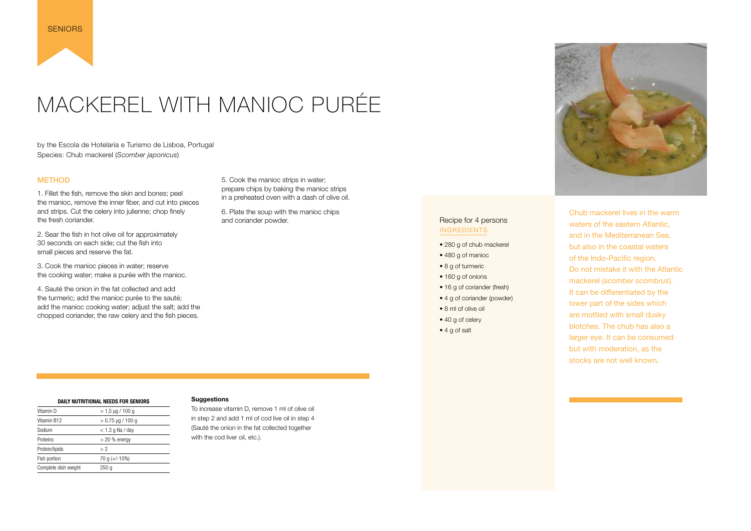SENIORS

# MACKEREL WITH MANIOC PURÉE

by the Escola de Hotelaria e Turismo de Lisboa, Portugal
Species: Chub mackerel (*Scomber japonicus*)

## METHOD

1. Fillet the fish, remove the skin and bones; peel the manioc, remove the inner fiber, and cut into pieces and strips. Cut the celery into julienne; chop finely the fresh coriander.

2. Sear the fish in hot olive oil for approximately 30 seconds on each side; cut the fish into small pieces and reserve the fat.

3. Cook the manioc pieces in water; reserve the cooking water; make a purée with the manioc.

4. Sauté the onion in the fat collected and add the turmeric; add the manioc purée to the sauté; add the manioc cooking water; adjust the salt; add the chopped coriander, the raw celery and the fish pieces.

5. Cook the manioc strips in water; prepare chips by baking the manioc strips in a preheated oven with a dash of olive oil.

6. Plate the soup with the manioc chips and coriander powder.

Recipe for 4 persons

### INGREDIENTS

- 280 g of chub mackerel
- 480 g of manioc
- 8 g of turmeric
- 160 g of onions
- 16 g of coriander (fresh)
- 4 g of coriander (powder)
- 8 ml of olive oil
- 40 g of celery
- 4 g of salt

Chub mackerel lives in the warm waters of the eastern Atlantic, and in the Mediterranean Sea, but also in the coastal waters of the Indo-Pacific region. Do not mistake it with the Atlantic mackerel (*scomber scombrus*). It can be differentiated by the lower part of the sides which are mottled with small dusky blotches. The chub has also a larger eye. It can be consumed but with moderation, as the stocks are not well known.

| DAILY NUTRITIONAL NEEDS FOR SENIORS | |
|---|---|
| Vitamin D | > 1,5 µg / 100 g |
| Vitamin B12 | > 0.75 µg / 100 g |
| Sodium | < 1.3 g Na / day |
| Proteins | > 20 % energy |
| Protein/lipids | > 2 |
| Fish portion | 70 g (+/-10%) |
| Complete dish weight | 250 g |

**Suggestions**

To increase vitamin D, remove 1 ml of olive oil in step 2 and add 1 ml of cod live oil in step 4 (Sauté the onion in the fat collected together with the cod liver oil, etc.).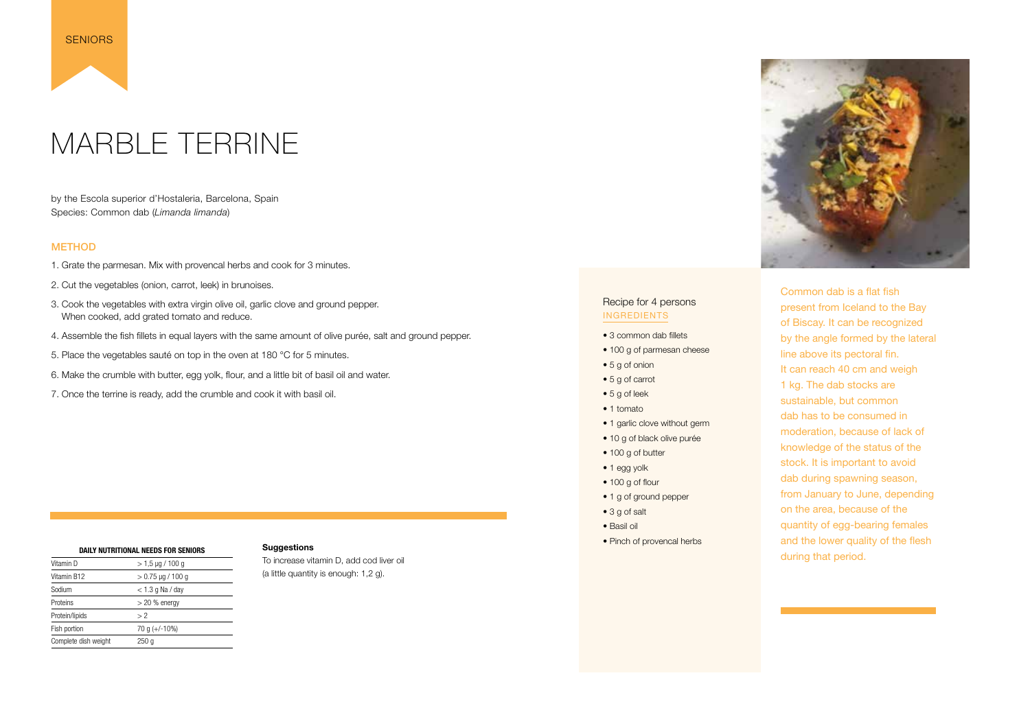SENIORS

# MARBLE TERRINE

by the Escola superior d'Hostaleria, Barcelona, Spain
Species: Common dab (*Limanda limanda*)

## METHOD

1. Grate the parmesan. Mix with provencal herbs and cook for 3 minutes.
2. Cut the vegetables (onion, carrot, leek) in brunoises.
3. Cook the vegetables with extra virgin olive oil, garlic clove and ground pepper. When cooked, add grated tomato and reduce.
4. Assemble the fish fillets in equal layers with the same amount of olive purée, salt and ground pepper.
5. Place the vegetables sauté on top in the oven at 180 °C for 5 minutes.
6. Make the crumble with butter, egg yolk, flour, and a little bit of basil oil and water.
7. Once the terrine is ready, add the crumble and cook it with basil oil.

| DAILY NUTRITIONAL NEEDS FOR SENIORS | |
|---|---|
| Vitamin D | > 1,5 µg / 100 g |
| Vitamin B12 | > 0.75 µg / 100 g |
| Sodium | < 1.3 g Na / day |
| Proteins | > 20 % energy |
| Protein/lipids | > 2 |
| Fish portion | 70 g (+/-10%) |
| Complete dish weight | 250 g |

**Suggestions**

To increase vitamin D, add cod liver oil (a little quantity is enough: 1,2 g).

Recipe for 4 persons

INGREDIENTS

- 3 common dab fillets
- 100 g of parmesan cheese
- 5 g of onion
- 5 g of carrot
- 5 g of leek
- 1 tomato
- 1 garlic clove without germ
- 10 g of black olive purée
- 100 g of butter
- 1 egg yolk
- 100 g of flour
- 1 g of ground pepper
- 3 g of salt
- Basil oil
- Pinch of provencal herbs

Common dab is a flat fish present from Iceland to the Bay of Biscay. It can be recognized by the angle formed by the lateral line above its pectoral fin. It can reach 40 cm and weigh 1 kg. The dab stocks are sustainable, but common dab has to be consumed in moderation, because of lack of knowledge of the status of the stock. It is important to avoid dab during spawning season, from January to June, depending on the area, because of the quantity of egg-bearing females and the lower quality of the flesh during that period.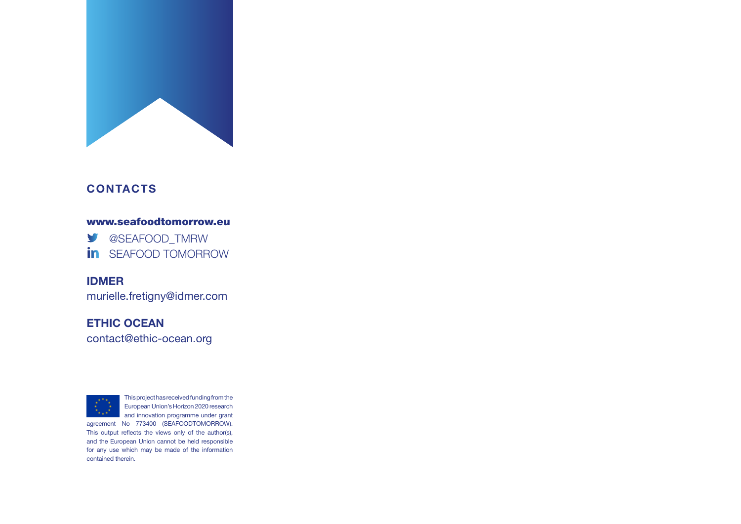## CONTACTS

**www.seafoodtomorrow.eu**

@SEAFOOD_TMRW

SEAFOOD TOMORROW

**IDMER**

murielle.fretigny@idmer.com

**ETHIC OCEAN**

contact@ethic-ocean.org

This project has received funding from the European Union's Horizon 2020 research and innovation programme under grant agreement No 773400 (SEAFOODTOMORROW). This output reflects the views only of the author(s), and the European Union cannot be held responsible for any use which may be made of the information contained therein.